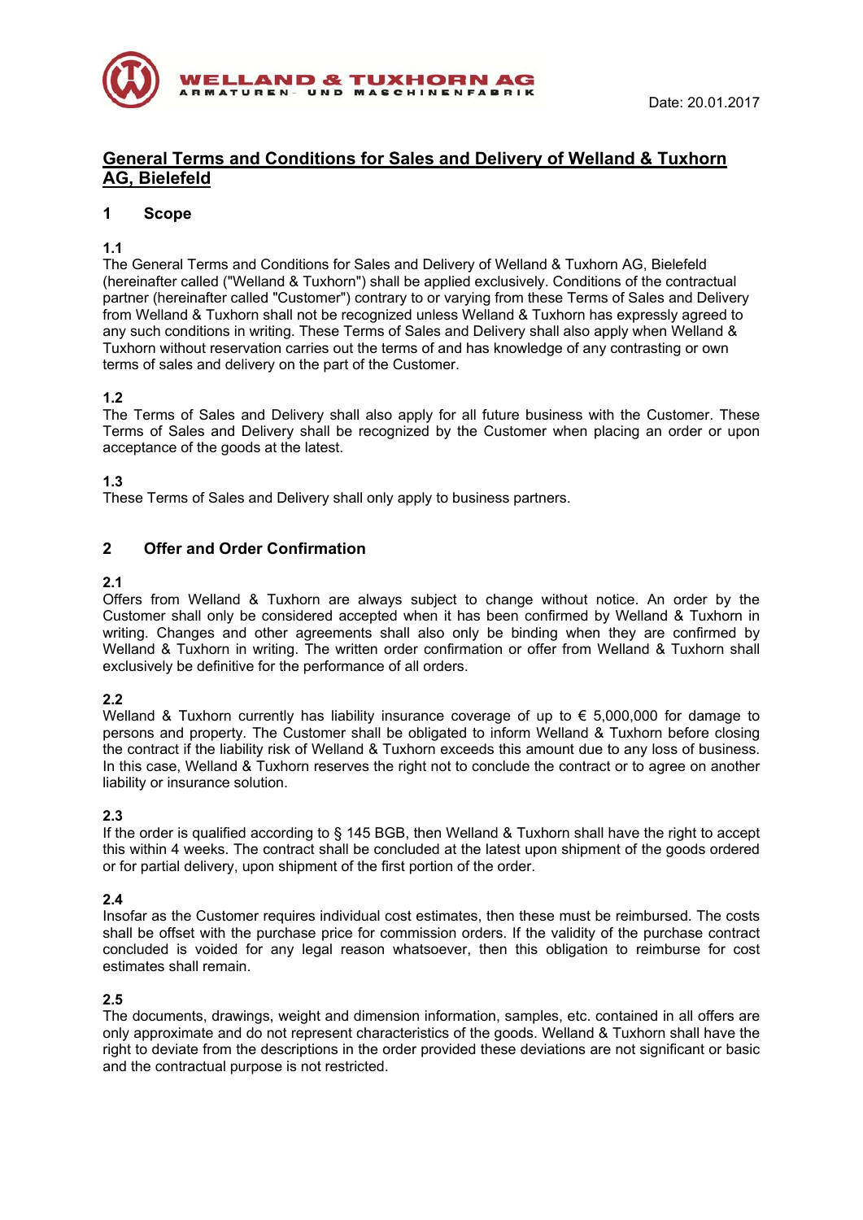Date: 20.01.2017

# General Terms and Conditions for Sales and Delivery of Welland & Tuxhorn AG, Bielefeld

## 1 Scope

**1.1**
The General Terms and Conditions for Sales and Delivery of Welland & Tuxhorn AG, Bielefeld (hereinafter called ("Welland & Tuxhorn") shall be applied exclusively. Conditions of the contractual partner (hereinafter called "Customer") contrary to or varying from these Terms of Sales and Delivery from Welland & Tuxhorn shall not be recognized unless Welland & Tuxhorn has expressly agreed to any such conditions in writing. These Terms of Sales and Delivery shall also apply when Welland & Tuxhorn without reservation carries out the terms of and has knowledge of any contrasting or own terms of sales and delivery on the part of the Customer.

**1.2**
The Terms of Sales and Delivery shall also apply for all future business with the Customer. These Terms of Sales and Delivery shall be recognized by the Customer when placing an order or upon acceptance of the goods at the latest.

**1.3**
These Terms of Sales and Delivery shall only apply to business partners.

## 2 Offer and Order Confirmation

**2.1**
Offers from Welland & Tuxhorn are always subject to change without notice. An order by the Customer shall only be considered accepted when it has been confirmed by Welland & Tuxhorn in writing. Changes and other agreements shall also only be binding when they are confirmed by Welland & Tuxhorn in writing. The written order confirmation or offer from Welland & Tuxhorn shall exclusively be definitive for the performance of all orders.

**2.2**
Welland & Tuxhorn currently has liability insurance coverage of up to € 5,000,000 for damage to persons and property. The Customer shall be obligated to inform Welland & Tuxhorn before closing the contract if the liability risk of Welland & Tuxhorn exceeds this amount due to any loss of business. In this case, Welland & Tuxhorn reserves the right not to conclude the contract or to agree on another liability or insurance solution.

**2.3**
If the order is qualified according to § 145 BGB, then Welland & Tuxhorn shall have the right to accept this within 4 weeks. The contract shall be concluded at the latest upon shipment of the goods ordered or for partial delivery, upon shipment of the first portion of the order.

**2.4**
Insofar as the Customer requires individual cost estimates, then these must be reimbursed. The costs shall be offset with the purchase price for commission orders. If the validity of the purchase contract concluded is voided for any legal reason whatsoever, then this obligation to reimburse for cost estimates shall remain.

**2.5**
The documents, drawings, weight and dimension information, samples, etc. contained in all offers are only approximate and do not represent characteristics of the goods. Welland & Tuxhorn shall have the right to deviate from the descriptions in the order provided these deviations are not significant or basic and the contractual purpose is not restricted.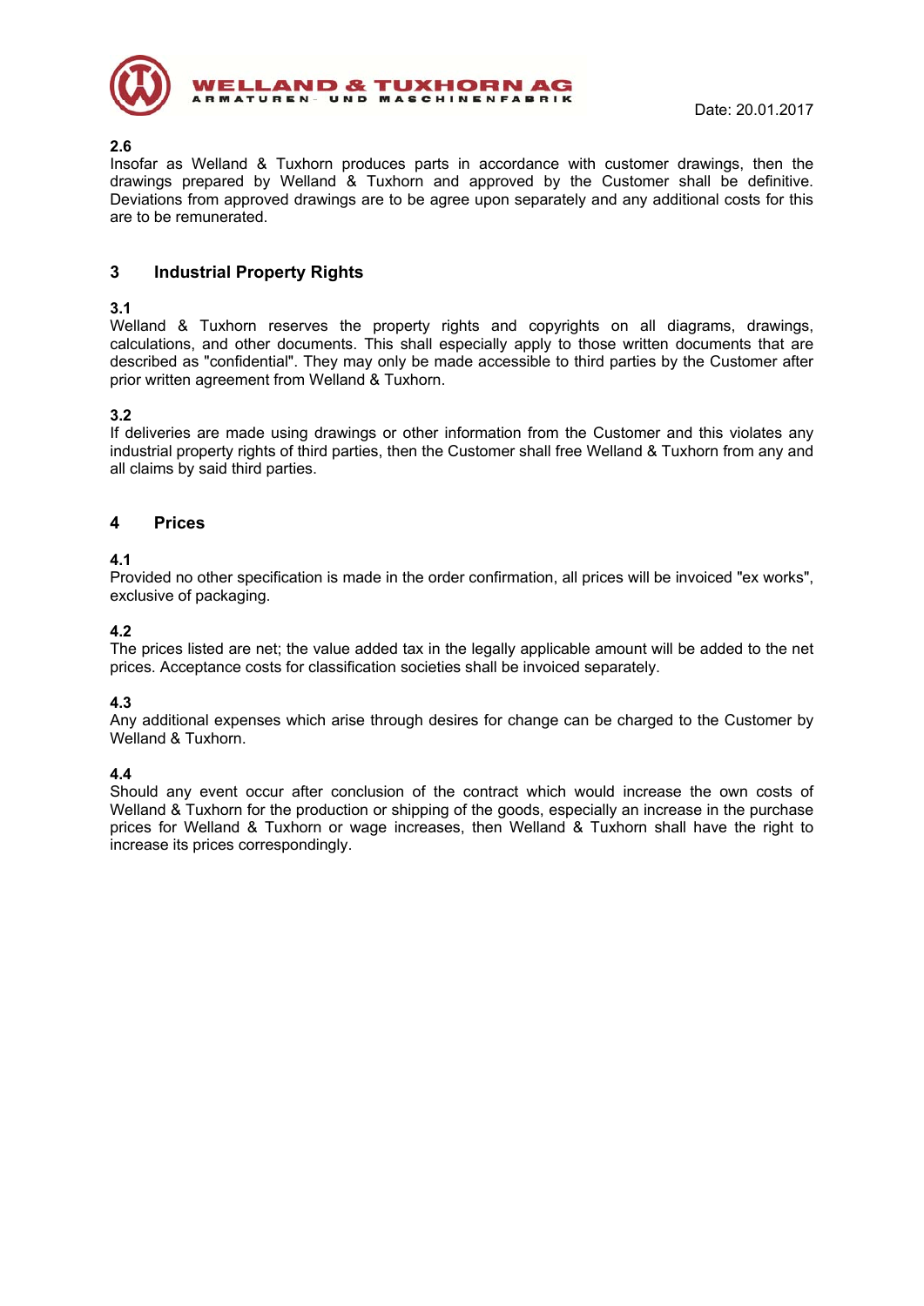**2.6**
Insofar as Welland & Tuxhorn produces parts in accordance with customer drawings, then the drawings prepared by Welland & Tuxhorn and approved by the Customer shall be definitive. Deviations from approved drawings are to be agree upon separately and any additional costs for this are to be remunerated.

## 3 Industrial Property Rights

**3.1**
Welland & Tuxhorn reserves the property rights and copyrights on all diagrams, drawings, calculations, and other documents. This shall especially apply to those written documents that are described as "confidential". They may only be made accessible to third parties by the Customer after prior written agreement from Welland & Tuxhorn.

**3.2**
If deliveries are made using drawings or other information from the Customer and this violates any industrial property rights of third parties, then the Customer shall free Welland & Tuxhorn from any and all claims by said third parties.

## 4 Prices

**4.1**
Provided no other specification is made in the order confirmation, all prices will be invoiced "ex works", exclusive of packaging.

**4.2**
The prices listed are net; the value added tax in the legally applicable amount will be added to the net prices. Acceptance costs for classification societies shall be invoiced separately.

**4.3**
Any additional expenses which arise through desires for change can be charged to the Customer by Welland & Tuxhorn.

**4.4**
Should any event occur after conclusion of the contract which would increase the own costs of Welland & Tuxhorn for the production or shipping of the goods, especially an increase in the purchase prices for Welland & Tuxhorn or wage increases, then Welland & Tuxhorn shall have the right to increase its prices correspondingly.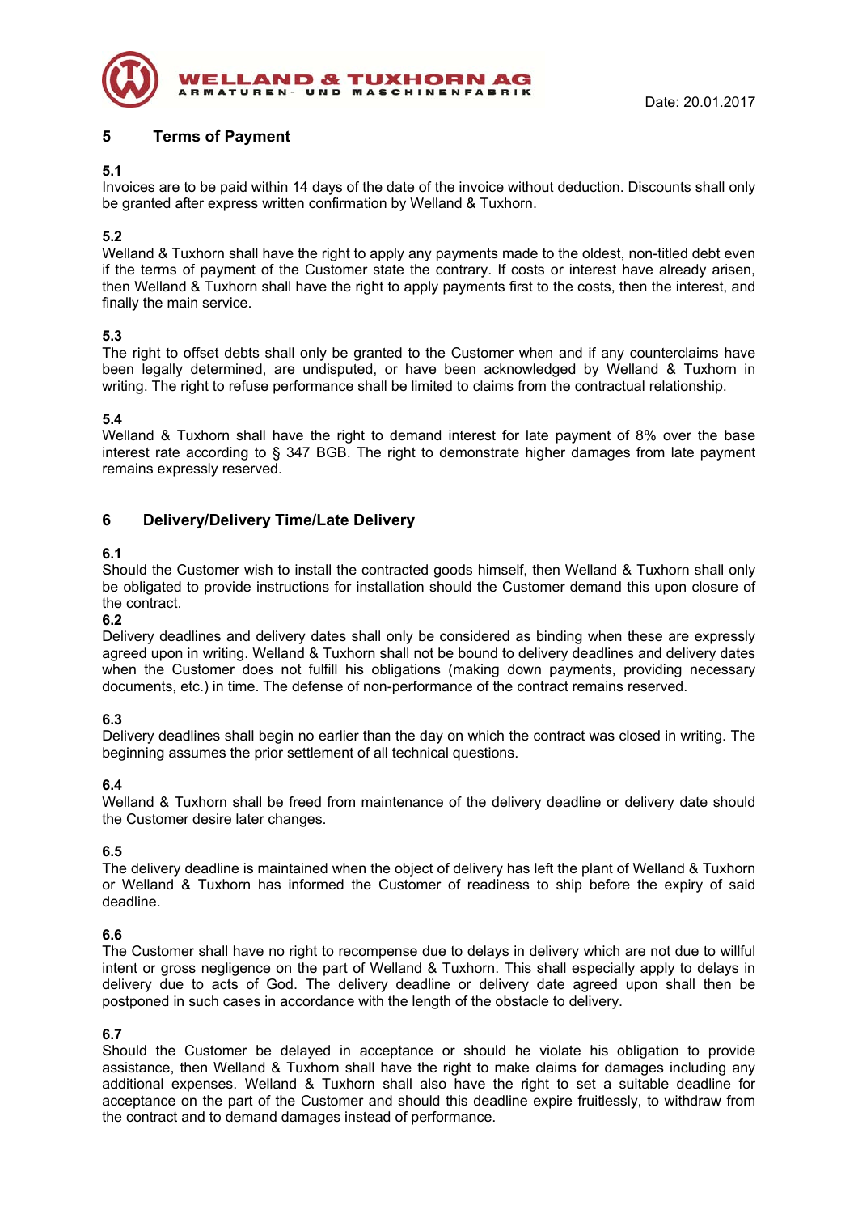## 5 Terms of Payment

### 5.1

Invoices are to be paid within 14 days of the date of the invoice without deduction. Discounts shall only be granted after express written confirmation by Welland & Tuxhorn.

### 5.2

Welland & Tuxhorn shall have the right to apply any payments made to the oldest, non-titled debt even if the terms of payment of the Customer state the contrary. If costs or interest have already arisen, then Welland & Tuxhorn shall have the right to apply payments first to the costs, then the interest, and finally the main service.

### 5.3

The right to offset debts shall only be granted to the Customer when and if any counterclaims have been legally determined, are undisputed, or have been acknowledged by Welland & Tuxhorn in writing. The right to refuse performance shall be limited to claims from the contractual relationship.

### 5.4

Welland & Tuxhorn shall have the right to demand interest for late payment of 8% over the base interest rate according to § 347 BGB. The right to demonstrate higher damages from late payment remains expressly reserved.

## 6 Delivery/Delivery Time/Late Delivery

### 6.1

Should the Customer wish to install the contracted goods himself, then Welland & Tuxhorn shall only be obligated to provide instructions for installation should the Customer demand this upon closure of the contract.

### 6.2

Delivery deadlines and delivery dates shall only be considered as binding when these are expressly agreed upon in writing. Welland & Tuxhorn shall not be bound to delivery deadlines and delivery dates when the Customer does not fulfill his obligations (making down payments, providing necessary documents, etc.) in time. The defense of non-performance of the contract remains reserved.

### 6.3

Delivery deadlines shall begin no earlier than the day on which the contract was closed in writing. The beginning assumes the prior settlement of all technical questions.

### 6.4

Welland & Tuxhorn shall be freed from maintenance of the delivery deadline or delivery date should the Customer desire later changes.

### 6.5

The delivery deadline is maintained when the object of delivery has left the plant of Welland & Tuxhorn or Welland & Tuxhorn has informed the Customer of readiness to ship before the expiry of said deadline.

### 6.6

The Customer shall have no right to recompense due to delays in delivery which are not due to willful intent or gross negligence on the part of Welland & Tuxhorn. This shall especially apply to delays in delivery due to acts of God. The delivery deadline or delivery date agreed upon shall then be postponed in such cases in accordance with the length of the obstacle to delivery.

### 6.7

Should the Customer be delayed in acceptance or should he violate his obligation to provide assistance, then Welland & Tuxhorn shall have the right to make claims for damages including any additional expenses. Welland & Tuxhorn shall also have the right to set a suitable deadline for acceptance on the part of the Customer and should this deadline expire fruitlessly, to withdraw from the contract and to demand damages instead of performance.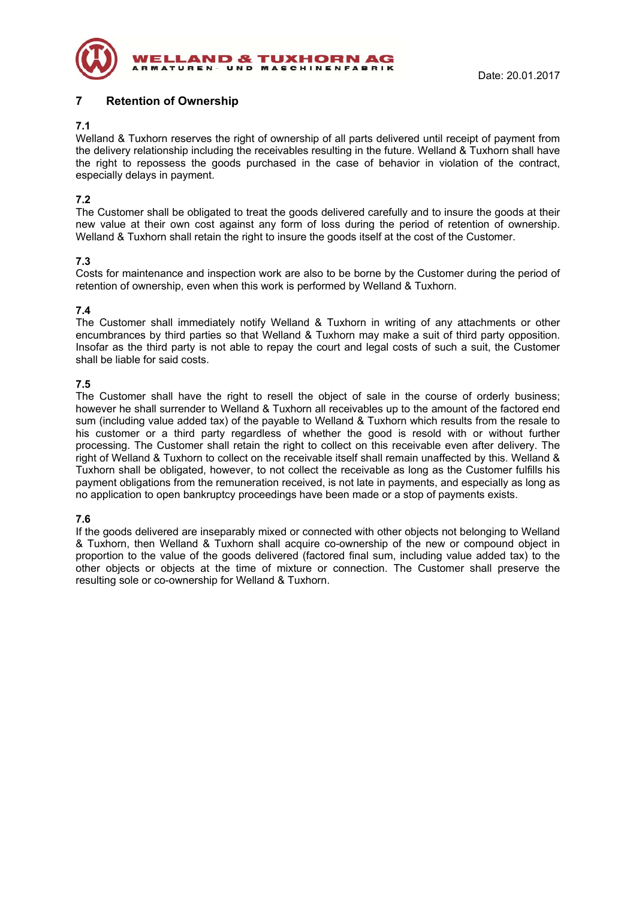## 7 Retention of Ownership

### 7.1

Welland & Tuxhorn reserves the right of ownership of all parts delivered until receipt of payment from the delivery relationship including the receivables resulting in the future. Welland & Tuxhorn shall have the right to repossess the goods purchased in the case of behavior in violation of the contract, especially delays in payment.

### 7.2

The Customer shall be obligated to treat the goods delivered carefully and to insure the goods at their new value at their own cost against any form of loss during the period of retention of ownership. Welland & Tuxhorn shall retain the right to insure the goods itself at the cost of the Customer.

### 7.3

Costs for maintenance and inspection work are also to be borne by the Customer during the period of retention of ownership, even when this work is performed by Welland & Tuxhorn.

### 7.4

The Customer shall immediately notify Welland & Tuxhorn in writing of any attachments or other encumbrances by third parties so that Welland & Tuxhorn may make a suit of third party opposition. Insofar as the third party is not able to repay the court and legal costs of such a suit, the Customer shall be liable for said costs.

### 7.5

The Customer shall have the right to resell the object of sale in the course of orderly business; however he shall surrender to Welland & Tuxhorn all receivables up to the amount of the factored end sum (including value added tax) of the payable to Welland & Tuxhorn which results from the resale to his customer or a third party regardless of whether the good is resold with or without further processing. The Customer shall retain the right to collect on this receivable even after delivery. The right of Welland & Tuxhorn to collect on the receivable itself shall remain unaffected by this. Welland & Tuxhorn shall be obligated, however, to not collect the receivable as long as the Customer fulfills his payment obligations from the remuneration received, is not late in payments, and especially as long as no application to open bankruptcy proceedings have been made or a stop of payments exists.

### 7.6

If the goods delivered are inseparably mixed or connected with other objects not belonging to Welland & Tuxhorn, then Welland & Tuxhorn shall acquire co-ownership of the new or compound object in proportion to the value of the goods delivered (factored final sum, including value added tax) to the other objects or objects at the time of mixture or connection. The Customer shall preserve the resulting sole or co-ownership for Welland & Tuxhorn.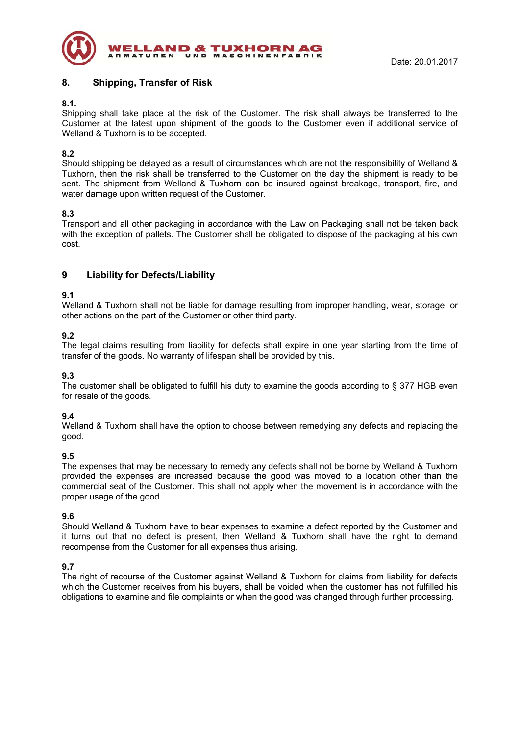## 8. Shipping, Transfer of Risk

**8.1.**
Shipping shall take place at the risk of the Customer. The risk shall always be transferred to the Customer at the latest upon shipment of the goods to the Customer even if additional service of Welland & Tuxhorn is to be accepted.

**8.2**
Should shipping be delayed as a result of circumstances which are not the responsibility of Welland & Tuxhorn, then the risk shall be transferred to the Customer on the day the shipment is ready to be sent. The shipment from Welland & Tuxhorn can be insured against breakage, transport, fire, and water damage upon written request of the Customer.

**8.3**
Transport and all other packaging in accordance with the Law on Packaging shall not be taken back with the exception of pallets. The Customer shall be obligated to dispose of the packaging at his own cost.

## 9 Liability for Defects/Liability

**9.1**
Welland & Tuxhorn shall not be liable for damage resulting from improper handling, wear, storage, or other actions on the part of the Customer or other third party.

**9.2**
The legal claims resulting from liability for defects shall expire in one year starting from the time of transfer of the goods. No warranty of lifespan shall be provided by this.

**9.3**
The customer shall be obligated to fulfill his duty to examine the goods according to § 377 HGB even for resale of the goods.

**9.4**
Welland & Tuxhorn shall have the option to choose between remedying any defects and replacing the good.

**9.5**
The expenses that may be necessary to remedy any defects shall not be borne by Welland & Tuxhorn provided the expenses are increased because the good was moved to a location other than the commercial seat of the Customer. This shall not apply when the movement is in accordance with the proper usage of the good.

**9.6**
Should Welland & Tuxhorn have to bear expenses to examine a defect reported by the Customer and it turns out that no defect is present, then Welland & Tuxhorn shall have the right to demand recompense from the Customer for all expenses thus arising.

**9.7**
The right of recourse of the Customer against Welland & Tuxhorn for claims from liability for defects which the Customer receives from his buyers, shall be voided when the customer has not fulfilled his obligations to examine and file complaints or when the good was changed through further processing.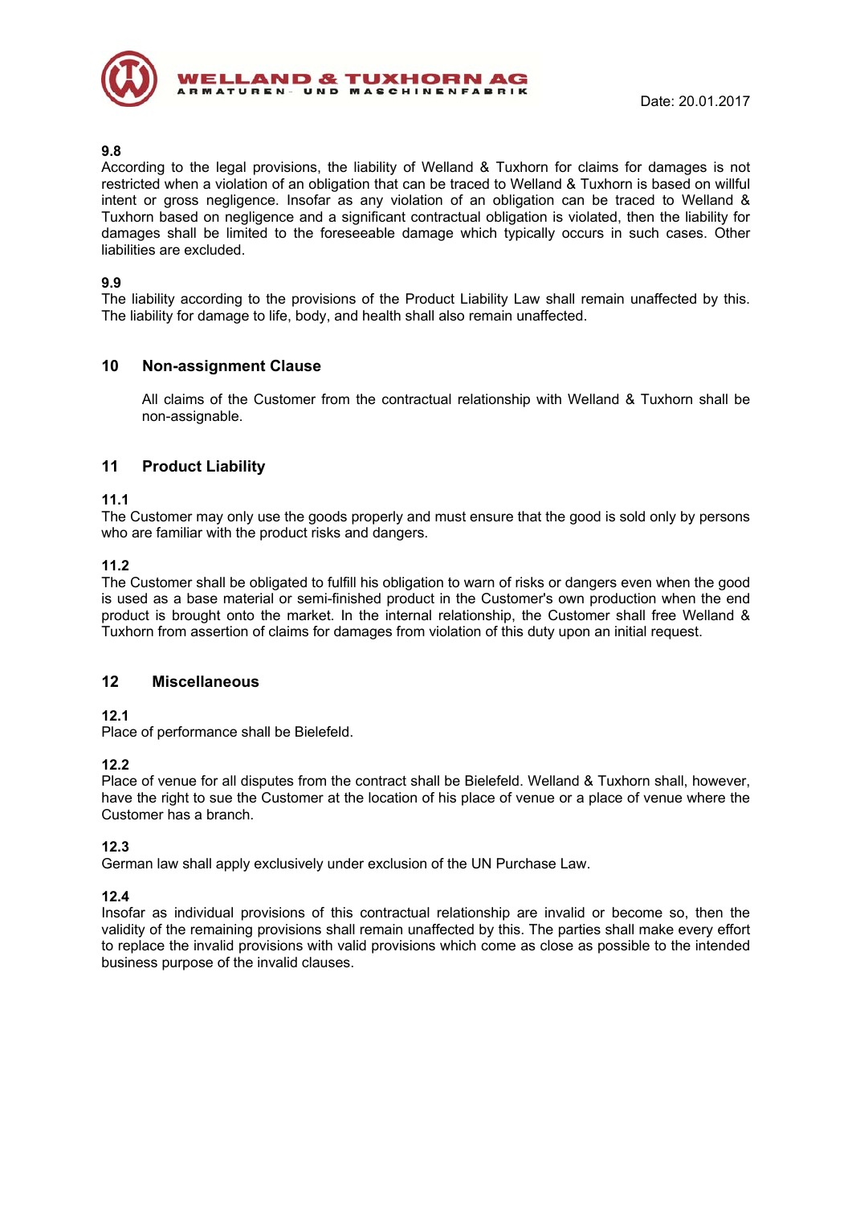**9.8**

According to the legal provisions, the liability of Welland & Tuxhorn for claims for damages is not restricted when a violation of an obligation that can be traced to Welland & Tuxhorn is based on willful intent or gross negligence. Insofar as any violation of an obligation can be traced to Welland & Tuxhorn based on negligence and a significant contractual obligation is violated, then the liability for damages shall be limited to the foreseeable damage which typically occurs in such cases. Other liabilities are excluded.

**9.9**

The liability according to the provisions of the Product Liability Law shall remain unaffected by this. The liability for damage to life, body, and health shall also remain unaffected.

## 10 Non-assignment Clause

All claims of the Customer from the contractual relationship with Welland & Tuxhorn shall be non-assignable.

## 11 Product Liability

**11.1**

The Customer may only use the goods properly and must ensure that the good is sold only by persons who are familiar with the product risks and dangers.

**11.2**

The Customer shall be obligated to fulfill his obligation to warn of risks or dangers even when the good is used as a base material or semi-finished product in the Customer's own production when the end product is brought onto the market. In the internal relationship, the Customer shall free Welland & Tuxhorn from assertion of claims for damages from violation of this duty upon an initial request.

## 12 Miscellaneous

**12.1**

Place of performance shall be Bielefeld.

**12.2**

Place of venue for all disputes from the contract shall be Bielefeld. Welland & Tuxhorn shall, however, have the right to sue the Customer at the location of his place of venue or a place of venue where the Customer has a branch.

**12.3**

German law shall apply exclusively under exclusion of the UN Purchase Law.

**12.4**

Insofar as individual provisions of this contractual relationship are invalid or become so, then the validity of the remaining provisions shall remain unaffected by this. The parties shall make every effort to replace the invalid provisions with valid provisions which come as close as possible to the intended business purpose of the invalid clauses.